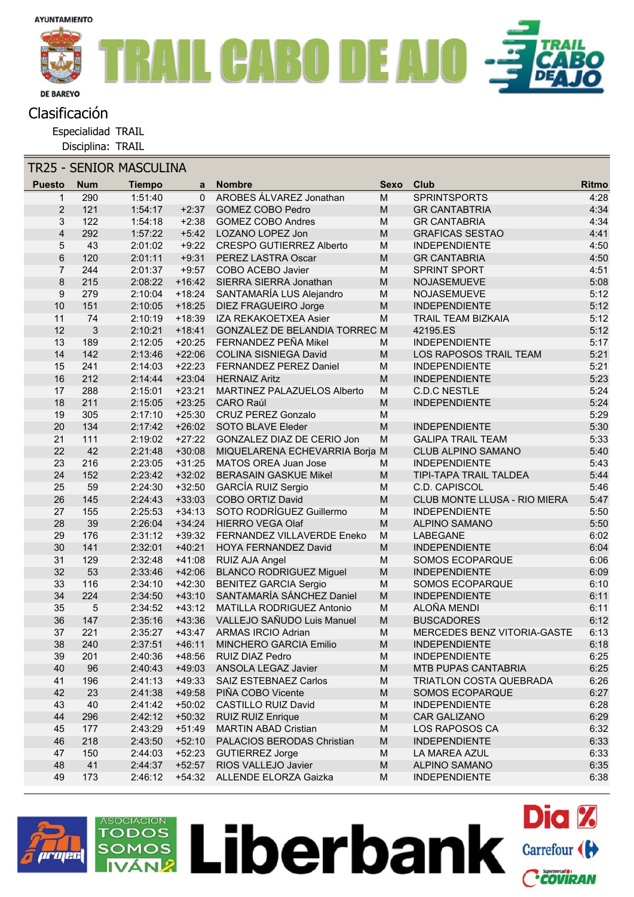AYUNTAMIENTO DE BAREYO

# TRAIL CABO DE AJO

## Clasificación

Especialidad TRAIL
Disciplina: TRAIL

### TR25 - SENIOR MASCULINA

| Puesto | Num | Tiempo | a | Nombre | Sexo | Club | Ritmo |
|---|---|---|---|---|---|---|---|
| 1 | 290 | 1:51:40 | 0 | AROBES ÁLVAREZ Jonathan | M | SPRINTSPORTS | 4:28 |
| 2 | 121 | 1:54:17 | +2:37 | GOMEZ COBO Pedro | M | GR CANTABTRIA | 4:34 |
| 3 | 122 | 1:54:18 | +2:38 | GOMEZ COBO Andres | M | GR CANTABRIA | 4:34 |
| 4 | 292 | 1:57:22 | +5:42 | LOZANO LOPEZ Jon | M | GRAFICAS SESTAO | 4:41 |
| 5 | 43 | 2:01:02 | +9:22 | CRESPO GUTIERREZ Alberto | M | INDEPENDIENTE | 4:50 |
| 6 | 120 | 2:01:11 | +9:31 | PEREZ LASTRA Oscar | M | GR CANTABRIA | 4:50 |
| 7 | 244 | 2:01:37 | +9:57 | COBO ACEBO Javier | M | SPRINT SPORT | 4:51 |
| 8 | 215 | 2:08:22 | +16:42 | SIERRA SIERRA Jonathan | M | NOJASEMUEVE | 5:08 |
| 9 | 279 | 2:10:04 | +18:24 | SANTAMARÍA LUS Alejandro | M | NOJASEMUEVE | 5:12 |
| 10 | 151 | 2:10:05 | +18:25 | DIEZ FRAGUEIRO Jorge | M | INDEPENDIENTE | 5:12 |
| 11 | 74 | 2:10:19 | +18:39 | IZA REKAKOETXEA Asier | M | TRAIL TEAM BIZKAIA | 5:12 |
| 12 | 3 | 2:10:21 | +18:41 | GONZALEZ DE BELANDIA TORREC | M | 42195.ES | 5:12 |
| 13 | 189 | 2:12:05 | +20:25 | FERNANDEZ PEÑA Mikel | M | INDEPENDIENTE | 5:17 |
| 14 | 142 | 2:13:46 | +22:06 | COLINA SISNIEGA David | M | LOS RAPOSOS TRAIL TEAM | 5:21 |
| 15 | 241 | 2:14:03 | +22:23 | FERNANDEZ PEREZ Daniel | M | INDEPENDIENTE | 5:21 |
| 16 | 212 | 2:14:44 | +23:04 | HERNAIZ Aritz | M | INDEPENDIENTE | 5:23 |
| 17 | 288 | 2:15:01 | +23:21 | MARTINEZ PALAZUELOS Alberto | M | C.D.C NESTLE | 5:24 |
| 18 | 211 | 2:15:05 | +23:25 | CARO Raúl | M | INDEPENDIENTE | 5:24 |
| 19 | 305 | 2:17:10 | +25:30 | CRUZ PEREZ Gonzalo | M | | 5:29 |
| 20 | 134 | 2:17:42 | +26:02 | SOTO BLAVE Eleder | M | INDEPENDIENTE | 5:30 |
| 21 | 111 | 2:19:02 | +27:22 | GONZALEZ DIAZ DE CERIO Jon | M | GALIPA TRAIL TEAM | 5:33 |
| 22 | 42 | 2:21:48 | +30:08 | MIQUELARENA ECHEVARRIA Borja | M | CLUB ALPINO SAMANO | 5:40 |
| 23 | 216 | 2:23:05 | +31:25 | MATOS OREA Juan Jose | M | INDEPENDIENTE | 5:43 |
| 24 | 152 | 2:23:42 | +32:02 | BERASAIN GASKUE Mikel | M | TIPI-TAPA TRAIL TALDEA | 5:44 |
| 25 | 59 | 2:24:30 | +32:50 | GARCÍA RUIZ Sergio | M | C.D. CAPISCOL | 5:46 |
| 26 | 145 | 2:24:43 | +33:03 | COBO ORTIZ David | M | CLUB MONTE LLUSA - RIO MIERA | 5:47 |
| 27 | 155 | 2:25:53 | +34:13 | SOTO RODRÍGUEZ Guillermo | M | INDEPENDIENTE | 5:50 |
| 28 | 39 | 2:26:04 | +34:24 | HIERRO VEGA Olaf | M | ALPINO SAMANO | 5:50 |
| 29 | 176 | 2:31:12 | +39:32 | FERNANDEZ VILLAVERDE Eneko | M | LABEGANE | 6:02 |
| 30 | 141 | 2:32:01 | +40:21 | HOYA FERNANDEZ David | M | INDEPENDIENTE | 6:04 |
| 31 | 129 | 2:32:48 | +41:08 | RUIZ AJA Angel | M | SOMOS ECOPARQUE | 6:06 |
| 32 | 53 | 2:33:46 | +42:06 | BLANCO RODRIGUEZ Miguel | M | INDEPENDIENTE | 6:09 |
| 33 | 116 | 2:34:10 | +42:30 | BENITEZ GARCIA Sergio | M | SOMOS ECOPARQUE | 6:10 |
| 34 | 224 | 2:34:50 | +43:10 | SANTAMARÍA SÁNCHEZ Daniel | M | INDEPENDIENTE | 6:11 |
| 35 | 5 | 2:34:52 | +43:12 | MATILLA RODRIGUEZ Antonio | M | ALOÑA MENDI | 6:11 |
| 36 | 147 | 2:35:16 | +43:36 | VALLEJO SAÑUDO Luis Manuel | M | BUSCADORES | 6:12 |
| 37 | 221 | 2:35:27 | +43:47 | ARMAS IRCIO Adrian | M | MERCEDES BENZ VITORIA-GASTE | 6:13 |
| 38 | 240 | 2:37:51 | +46:11 | MINCHERO GARCIA Emilio | M | INDEPENDIENTE | 6:18 |
| 39 | 201 | 2:40:36 | +48:56 | RUIZ DIAZ Pedro | M | INDEPENDIENTE | 6:25 |
| 40 | 96 | 2:40:43 | +49:03 | ANSOLA LEGAZ Javier | M | MTB PUPAS CANTABRIA | 6:25 |
| 41 | 196 | 2:41:13 | +49:33 | SAIZ ESTEBNAEZ Carlos | M | TRIATLON COSTA QUEBRADA | 6:26 |
| 42 | 23 | 2:41:38 | +49:58 | PIÑA COBO Vicente | M | SOMOS ECOPARQUE | 6:27 |
| 43 | 40 | 2:41:42 | +50:02 | CASTILLO RUIZ David | M | INDEPENDIENTE | 6:28 |
| 44 | 296 | 2:42:12 | +50:32 | RUIZ RUIZ Enrique | M | CAR GALIZANO | 6:29 |
| 45 | 177 | 2:43:29 | +51:49 | MARTIN ABAD Cristian | M | LOS RAPOSOS CA | 6:32 |
| 46 | 218 | 2:43:50 | +52:10 | PALACIOS BERODAS Christian | M | INDEPENDIENTE | 6:33 |
| 47 | 150 | 2:44:03 | +52:23 | GUTIERREZ Jorge | M | LA MAREA AZUL | 6:33 |
| 48 | 41 | 2:44:37 | +52:57 | RIOS VALLEJO Javier | M | ALPINO SAMANO | 6:35 |
| 49 | 173 | 2:46:12 | +54:32 | ALLENDE ELORZA Gaizka | M | INDEPENDIENTE | 6:38 |

Asociación TODOS SOMOS IVÁN · Liberbank · Dia · Carrefour · Coviran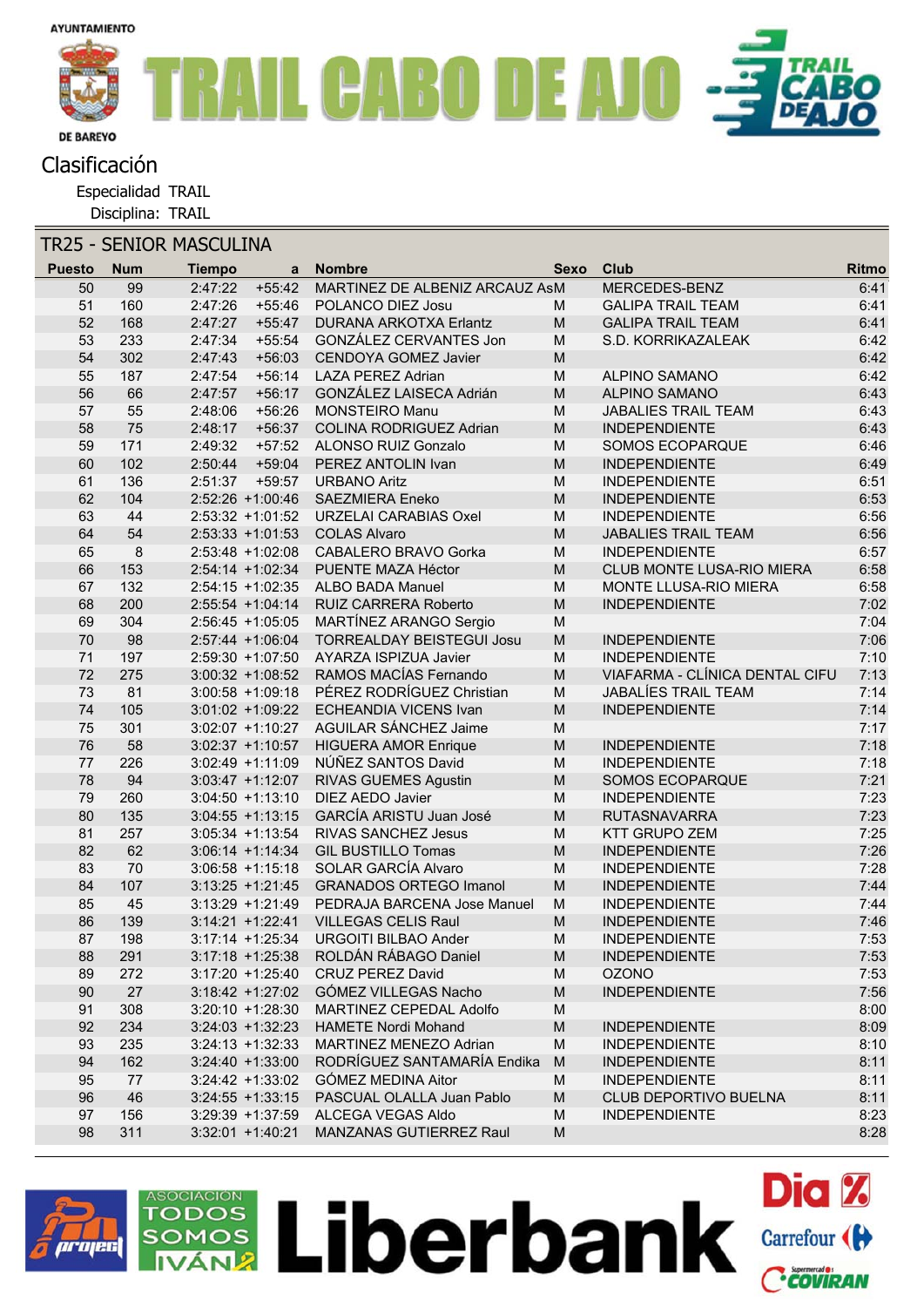Clasificación

Especialidad TRAIL

Disciplina: TRAIL

## TR25 - SENIOR MASCULINA

| Puesto | Num | Tiempo | a | Nombre | Sexo | Club | Ritmo |
|---|---|---|---|---|---|---|---|
| 50 | 99 | 2:47:22 | +55:42 | MARTINEZ DE ALBENIZ ARCAUZ As | M | MERCEDES-BENZ | 6:41 |
| 51 | 160 | 2:47:26 | +55:46 | POLANCO DIEZ Josu | M | GALIPA TRAIL TEAM | 6:41 |
| 52 | 168 | 2:47:27 | +55:47 | DURANA ARKOTXA Erlantz | M | GALIPA TRAIL TEAM | 6:41 |
| 53 | 233 | 2:47:34 | +55:54 | GONZÁLEZ CERVANTES Jon | M | S.D. KORRIKAZALEAK | 6:42 |
| 54 | 302 | 2:47:43 | +56:03 | CENDOYA GOMEZ Javier | M | | 6:42 |
| 55 | 187 | 2:47:54 | +56:14 | LAZA PEREZ Adrian | M | ALPINO SAMANO | 6:42 |
| 56 | 66 | 2:47:57 | +56:17 | GONZÁLEZ LAISECA Adrián | M | ALPINO SAMANO | 6:43 |
| 57 | 55 | 2:48:06 | +56:26 | MONSTEIRO Manu | M | JABALIES TRAIL TEAM | 6:43 |
| 58 | 75 | 2:48:17 | +56:37 | COLINA RODRIGUEZ Adrian | M | INDEPENDIENTE | 6:43 |
| 59 | 171 | 2:49:32 | +57:52 | ALONSO RUIZ Gonzalo | M | SOMOS ECOPARQUE | 6:46 |
| 60 | 102 | 2:50:44 | +59:04 | PEREZ ANTOLIN Ivan | M | INDEPENDIENTE | 6:49 |
| 61 | 136 | 2:51:37 | +59:57 | URBANO Aritz | M | INDEPENDIENTE | 6:51 |
| 62 | 104 | 2:52:26 | +1:00:46 | SAEZMIERA Eneko | M | INDEPENDIENTE | 6:53 |
| 63 | 44 | 2:53:32 | +1:01:52 | URZELAI CARABIAS Oxel | M | INDEPENDIENTE | 6:56 |
| 64 | 54 | 2:53:33 | +1:01:53 | COLAS Alvaro | M | JABALIES TRAIL TEAM | 6:56 |
| 65 | 8 | 2:53:48 | +1:02:08 | CABALERO BRAVO Gorka | M | INDEPENDIENTE | 6:57 |
| 66 | 153 | 2:54:14 | +1:02:34 | PUENTE MAZA Héctor | M | CLUB MONTE LUSA-RIO MIERA | 6:58 |
| 67 | 132 | 2:54:15 | +1:02:35 | ALBO BADA Manuel | M | MONTE LLUSA-RIO MIERA | 6:58 |
| 68 | 200 | 2:55:54 | +1:04:14 | RUIZ CARRERA Roberto | M | INDEPENDIENTE | 7:02 |
| 69 | 304 | 2:56:45 | +1:05:05 | MARTÍNEZ ARANGO Sergio | M | | 7:04 |
| 70 | 98 | 2:57:44 | +1:06:04 | TORREALDAY BEISTEGUI Josu | M | INDEPENDIENTE | 7:06 |
| 71 | 197 | 2:59:30 | +1:07:50 | AYARZA ISPIZUA Javier | M | INDEPENDIENTE | 7:10 |
| 72 | 275 | 3:00:32 | +1:08:52 | RAMOS MACÍAS Fernando | M | VIAFARMA - CLÍNICA DENTAL CIFU | 7:13 |
| 73 | 81 | 3:00:58 | +1:09:18 | PÉREZ RODRÍGUEZ Christian | M | JABALÍES TRAIL TEAM | 7:14 |
| 74 | 105 | 3:01:02 | +1:09:22 | ECHEANDIA VICENS Ivan | M | INDEPENDIENTE | 7:14 |
| 75 | 301 | 3:02:07 | +1:10:27 | AGUILAR SÁNCHEZ Jaime | M | | 7:17 |
| 76 | 58 | 3:02:37 | +1:10:57 | HIGUERA AMOR Enrique | M | INDEPENDIENTE | 7:18 |
| 77 | 226 | 3:02:49 | +1:11:09 | NÚÑEZ SANTOS David | M | INDEPENDIENTE | 7:18 |
| 78 | 94 | 3:03:47 | +1:12:07 | RIVAS GUEMES Agustin | M | SOMOS ECOPARQUE | 7:21 |
| 79 | 260 | 3:04:50 | +1:13:10 | DIEZ AEDO Javier | M | INDEPENDIENTE | 7:23 |
| 80 | 135 | 3:04:55 | +1:13:15 | GARCÍA ARISTU Juan José | M | RUTASNAVARRA | 7:23 |
| 81 | 257 | 3:05:34 | +1:13:54 | RIVAS SANCHEZ Jesus | M | KTT GRUPO ZEM | 7:25 |
| 82 | 62 | 3:06:14 | +1:14:34 | GIL BUSTILLO Tomas | M | INDEPENDIENTE | 7:26 |
| 83 | 70 | 3:06:58 | +1:15:18 | SOLAR GARCÍA Alvaro | M | INDEPENDIENTE | 7:28 |
| 84 | 107 | 3:13:25 | +1:21:45 | GRANADOS ORTEGO Imanol | M | INDEPENDIENTE | 7:44 |
| 85 | 45 | 3:13:29 | +1:21:49 | PEDRAJA BARCENA Jose Manuel | M | INDEPENDIENTE | 7:44 |
| 86 | 139 | 3:14:21 | +1:22:41 | VILLEGAS CELIS Raul | M | INDEPENDIENTE | 7:46 |
| 87 | 198 | 3:17:14 | +1:25:34 | URGOITI BILBAO Ander | M | INDEPENDIENTE | 7:53 |
| 88 | 291 | 3:17:18 | +1:25:38 | ROLDÁN RÁBAGO Daniel | M | INDEPENDIENTE | 7:53 |
| 89 | 272 | 3:17:20 | +1:25:40 | CRUZ PEREZ David | M | OZONO | 7:53 |
| 90 | 27 | 3:18:42 | +1:27:02 | GÓMEZ VILLEGAS Nacho | M | INDEPENDIENTE | 7:56 |
| 91 | 308 | 3:20:10 | +1:28:30 | MARTINEZ CEPEDAL Adolfo | M | | 8:00 |
| 92 | 234 | 3:24:03 | +1:32:23 | HAMETE Nordi Mohand | M | INDEPENDIENTE | 8:09 |
| 93 | 235 | 3:24:13 | +1:32:33 | MARTINEZ MENEZO Adrian | M | INDEPENDIENTE | 8:10 |
| 94 | 162 | 3:24:40 | +1:33:00 | RODRÍGUEZ SANTAMARÍA Endika | M | INDEPENDIENTE | 8:11 |
| 95 | 77 | 3:24:42 | +1:33:02 | GÓMEZ MEDINA Aitor | M | INDEPENDIENTE | 8:11 |
| 96 | 46 | 3:24:55 | +1:33:15 | PASCUAL OLALLA Juan Pablo | M | CLUB DEPORTIVO BUELNA | 8:11 |
| 97 | 156 | 3:29:39 | +1:37:59 | ALCEGA VEGAS Aldo | M | INDEPENDIENTE | 8:23 |
| 98 | 311 | 3:32:01 | +1:40:21 | MANZANAS GUTIERREZ Raul | M | | 8:28 |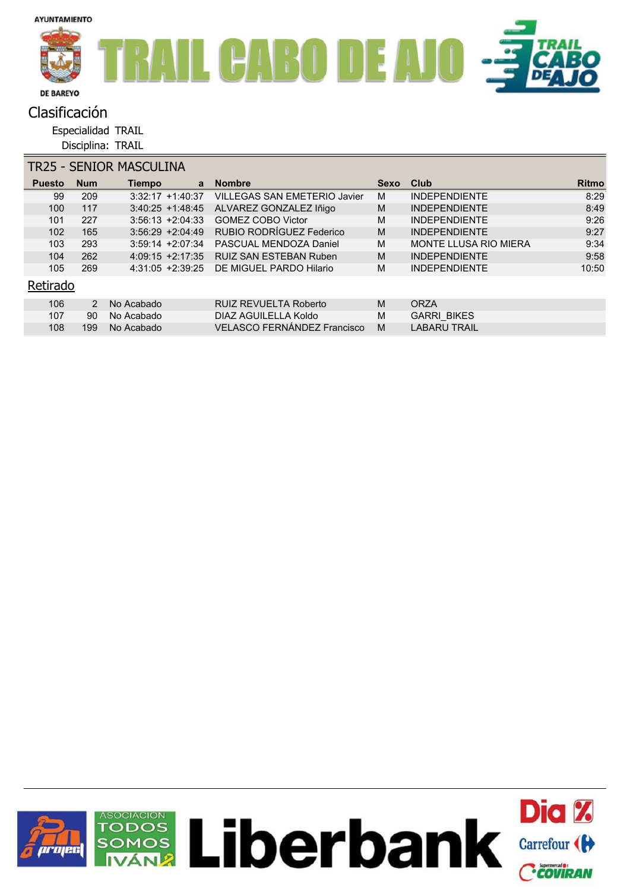AYUNTAMIENTO DE BAREYO

# TRAIL CABO DE AJO

## Clasificación

Especialidad TRAIL
Disciplina: TRAIL

### TR25 - SENIOR MASCULINA

| Puesto | Num | Tiempo | a | Nombre | Sexo | Club | Ritmo |
|---|---|---|---|---|---|---|---|
| 99 | 209 | 3:32:17 | +1:40:37 | VILLEGAS SAN EMETERIO Javier | M | INDEPENDIENTE | 8:29 |
| 100 | 117 | 3:40:25 | +1:48:45 | ALVAREZ GONZALEZ Iñigo | M | INDEPENDIENTE | 8:49 |
| 101 | 227 | 3:56:13 | +2:04:33 | GOMEZ COBO Victor | M | INDEPENDIENTE | 9:26 |
| 102 | 165 | 3:56:29 | +2:04:49 | RUBIO RODRÍGUEZ Federico | M | INDEPENDIENTE | 9:27 |
| 103 | 293 | 3:59:14 | +2:07:34 | PASCUAL MENDOZA Daniel | M | MONTE LLUSA RIO MIERA | 9:34 |
| 104 | 262 | 4:09:15 | +2:17:35 | RUIZ SAN ESTEBAN Ruben | M | INDEPENDIENTE | 9:58 |
| 105 | 269 | 4:31:05 | +2:39:25 | DE MIGUEL PARDO Hilario | M | INDEPENDIENTE | 10:50 |

#### Retirado

| Puesto | Num | Tiempo | Nombre | Sexo | Club |
|---|---|---|---|---|---|
| 106 | 2 | No Acabado | RUIZ REVUELTA Roberto | M | ORZA |
| 107 | 90 | No Acabado | DIAZ AGUILELLA Koldo | M | GARRI_BIKES |
| 108 | 199 | No Acabado | VELASCO FERNÁNDEZ Francisco | M | LABARU TRAIL |